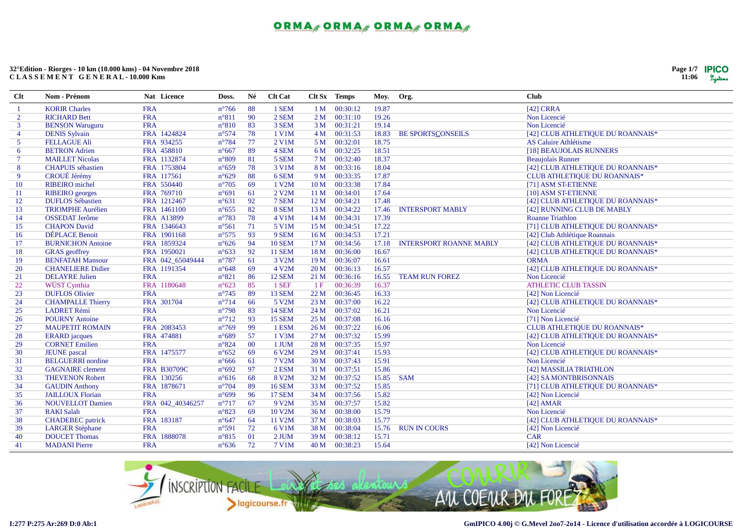**32°Edition - Riorges - 10 km (10.000 kms) - 04 Novembre 2018**
**C L A S S E M E N T G E N E R A L - 10.000 Kms**

| Clt | Nom - Prénom | Nat | Licence | Doss. | Né | Clt Cat | Clt Sx | Temps | Moy. | Org. | Club |
|---|---|---|---|---|---|---|---|---|---|---|---|
| 1 | KORIR Charles | FRA | | n°766 | 88 | 1 SEM | 1 M | 00:30:12 | 19.87 | | [42] CRRA |
| 2 | RICHARD Bett | FRA | | n°811 | 90 | 2 SEM | 2 M | 00:31:10 | 19.26 | | Non Licencié |
| 3 | BENSON Waruguru | FRA | | n°810 | 83 | 3 SEM | 3 M | 00:31:21 | 19.14 | | Non Licencié |
| 4 | DENIS Sylvain | FRA | 1424824 | n°574 | 78 | 1 V1M | 4 M | 00:31:53 | 18.83 | BE SPORTSCONSEILS | [42] CLUB ATHLETIQUE DU ROANNAIS* |
| 5 | FELLAGUE Ali | FRA | 934255 | n°784 | 77 | 2 V1M | 5 M | 00:32:01 | 18.75 | | AS Caluire Athlétisme |
| 6 | BETRON Adrien | FRA | 458810 | n°667 | 89 | 4 SEM | 6 M | 00:32:25 | 18.51 | | [18] BEAUJOLAIS RUNNERS |
| 7 | MAILLET Nicolas | FRA | 1132874 | n°809 | 81 | 5 SEM | 7 M | 00:32:40 | 18.37 | | Beaujolais Runner |
| 8 | CHAPUIS sébastien | FRA | 1753804 | n°659 | 78 | 3 V1M | 8 M | 00:33:16 | 18.04 | | [42] CLUB ATHLETIQUE DU ROANNAIS* |
| 9 | CROUÉ Jérémy | FRA | 117561 | n°629 | 88 | 6 SEM | 9 M | 00:33:35 | 17.87 | | CLUB ATHLETIQUE DU ROANNAIS* |
| 10 | RIBEIRO michel | FRA | 550440 | n°705 | 69 | 1 V2M | 10 M | 00:33:38 | 17.84 | | [71] ASM ST-ETIENNE |
| 11 | RIBEIRO georges | FRA | 769710 | n°691 | 61 | 2 V2M | 11 M | 00:34:01 | 17.64 | | [10] ASM ST-ETIENNE |
| 12 | DUFLOS Sébastien | FRA | 1212467 | n°631 | 92 | 7 SEM | 12 M | 00:34:21 | 17.48 | | [42] CLUB ATHLETIQUE DU ROANNAIS* |
| 13 | TRIOMPHE Aurélien | FRA | 1461100 | n°655 | 82 | 8 SEM | 13 M | 00:34:22 | 17.46 | INTERSPORT MABLY | [42] RUNNING CLUB DE MABLY |
| 14 | OSSEDAT Jerôme | FRA | A13899 | n°783 | 78 | 4 V1M | 14 M | 00:34:31 | 17.39 | | Roanne Triathlon |
| 15 | CHAPON David | FRA | 1346643 | n°561 | 71 | 5 V1M | 15 M | 00:34:51 | 17.22 | | [71] CLUB ATHLETIQUE DU ROANNAIS* |
| 16 | DÉPLACE Benoit | FRA | 1901168 | n°575 | 93 | 9 SEM | 16 M | 00:34:53 | 17.21 | | [42] Club Athlétique Roannais |
| 17 | BURNICHON Antoine | FRA | 1859324 | n°626 | 94 | 10 SEM | 17 M | 00:34:56 | 17.18 | INTERSPORT ROANNE MABLY | [42] CLUB ATHLETIQUE DU ROANNAIS* |
| 18 | GRAS geoffrey | FRA | 1950021 | n°633 | 92 | 11 SEM | 18 M | 00:36:00 | 16.67 | | [42] CLUB ATHLETIQUE DU ROANNAIS* |
| 19 | BENFATAH Mansour | FRA | 042_65049444 | n°787 | 61 | 3 V2M | 19 M | 00:36:07 | 16.61 | | ORMA |
| 20 | CHEVALIERE Didier | FRA | 1191354 | n°648 | 69 | 4 V2M | 20 M | 00:36:13 | 16.57 | | [42] CLUB ATHLETIQUE DU ROANNAIS* |
| 21 | DELAYRE Julien | FRA | | n°821 | 86 | 12 SEM | 21 M | 00:36:16 | 16.55 | TEAM RUN FOREZ | Non Licencié |
| 22 | WÜST Cynthia | FRA | 1180648 | n°623 | 85 | 1 SEF | 1 F | 00:36:39 | 16.37 | | ATHLETIC CLUB TASSIN |
| 23 | DUFLOS Olivier | FRA | | n°745 | 89 | 13 SEM | 22 M | 00:36:45 | 16.33 | | [42] Non Licencié |
| 24 | CHAMPALLE Thierry | FRA | 301704 | n°714 | 66 | 5 V2M | 23 M | 00:37:00 | 16.22 | | [42] CLUB ATHLETIQUE DU ROANNAIS* |
| 25 | LADRET Rémi | FRA | | n°798 | 83 | 14 SEM | 24 M | 00:37:02 | 16.21 | | Non Licencié |
| 26 | POURNY Antoine | FRA | | n°712 | 93 | 15 SEM | 25 M | 00:37:08 | 16.16 | | [71] Non Licencié |
| 27 | MAUPETIT ROMAIN | FRA | 2083453 | n°769 | 99 | 1 ESM | 26 M | 00:37:22 | 16.06 | | CLUB ATHLETIQUE DU ROANNAIS* |
| 28 | ERARD jacques | FRA | 474881 | n°689 | 57 | 1 V3M | 27 M | 00:37:32 | 15.99 | | [42] CLUB ATHLETIQUE DU ROANNAIS* |
| 29 | CORNET Emilien | FRA | | n°824 | 00 | 1 JUM | 28 M | 00:37:35 | 15.97 | | Non Licencié |
| 30 | JEUNE pascal | FRA | 1475577 | n°652 | 69 | 6 V2M | 29 M | 00:37:41 | 15.93 | | [42] CLUB ATHLETIQUE DU ROANNAIS* |
| 31 | BELGUERRI nordine | FRA | | n°666 | 61 | 7 V2M | 30 M | 00:37:43 | 15.91 | | Non Licencié |
| 32 | GAGNAIRE clement | FRA | B30709C | n°692 | 97 | 2 ESM | 31 M | 00:37:51 | 15.86 | | [42] MASSILIA TRIATHLON |
| 33 | THEVENON Robert | FRA | 130256 | n°616 | 68 | 8 V2M | 32 M | 00:37:52 | 15.85 | SAM | [42] SA MONTBRISONNAIS |
| 34 | GAUDIN Anthony | FRA | 1878671 | n°704 | 89 | 16 SEM | 33 M | 00:37:52 | 15.85 | | [71] CLUB ATHLETIQUE DU ROANNAIS* |
| 35 | JAILLOUX Florian | FRA | | n°699 | 96 | 17 SEM | 34 M | 00:37:56 | 15.82 | | [42] Non Licencié |
| 36 | NOUVELLOT Damien | FRA | 042_40346257 | n°717 | 67 | 9 V2M | 35 M | 00:37:57 | 15.82 | | [42] AMAR |
| 37 | RAKI Salah | FRA | | n°823 | 69 | 10 V2M | 36 M | 00:38:00 | 15.79 | | Non Licencié |
| 38 | CHADEBEC patrick | FRA | 183187 | n°647 | 64 | 11 V2M | 37 M | 00:38:03 | 15.77 | | [42] CLUB ATHLETIQUE DU ROANNAIS* |
| 39 | LARGER Stéphane | FRA | | n°591 | 72 | 6 V1M | 38 M | 00:38:04 | 15.76 | RUN IN COURS | [42] Non Licencié |
| 40 | DOUCET Thomas | FRA | 1888078 | n°815 | 01 | 2 JUM | 39 M | 00:38:12 | 15.71 | | CAR |
| 41 | MADANI Pierre | FRA | | n°636 | 72 | 7 V1M | 40 M | 00:38:23 | 15.64 | | [42] Non Licencié |

I:277 P:275 Ar:269 D:0 Ab:1

GmIPICO 4.00j © G.Mevel 2oo7-2o14 - Licence d'utilisation accordée à LOGICOURSE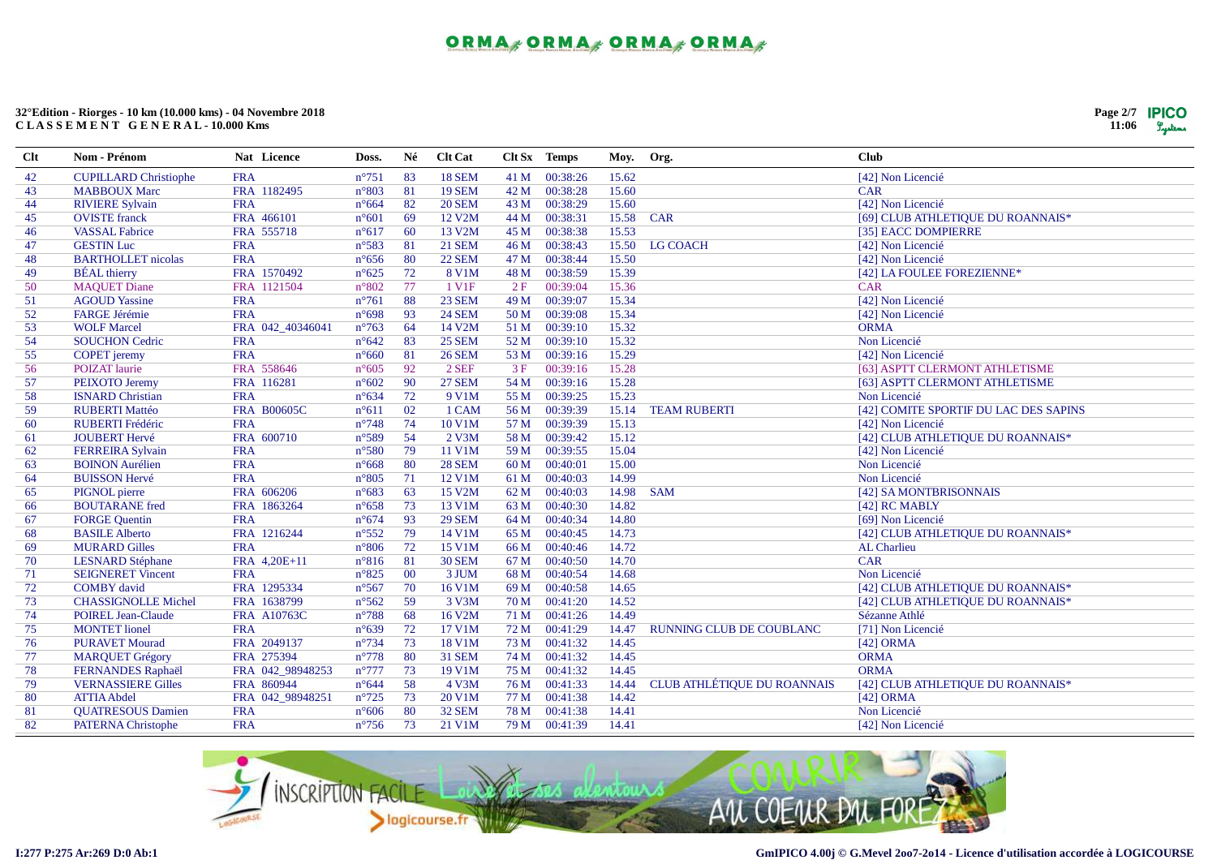**32°Edition - Riorges - 10 km (10.000 kms) - 04 Novembre 2018**
**C L A S S E M E N T G E N E R A L - 10.000 Kms**

| Clt | Nom - Prénom | Nat | Licence | Doss. | Né | Clt Cat | Clt Sx | Temps | Moy. | Org. | Club |
|---|---|---|---|---|---|---|---|---|---|---|---|
| 42 | CUPILLARD Christiophe | FRA | | n°751 | 83 | 18 SEM | 41 M | 00:38:26 | 15.62 | | [42] Non Licencié |
| 43 | MABBOUX Marc | FRA | 1182495 | n°803 | 81 | 19 SEM | 42 M | 00:38:28 | 15.60 | | CAR |
| 44 | RIVIERE Sylvain | FRA | | n°664 | 82 | 20 SEM | 43 M | 00:38:29 | 15.60 | | [42] Non Licencié |
| 45 | OVISTE franck | FRA | 466101 | n°601 | 69 | 12 V2M | 44 M | 00:38:31 | 15.58 | CAR | [69] CLUB ATHLETIQUE DU ROANNAIS* |
| 46 | VASSAL Fabrice | FRA | 555718 | n°617 | 60 | 13 V2M | 45 M | 00:38:38 | 15.53 | | [35] EACC DOMPIERRE |
| 47 | GESTIN Luc | FRA | | n°583 | 81 | 21 SEM | 46 M | 00:38:43 | 15.50 | LG COACH | [42] Non Licencié |
| 48 | BARTHOLLET nicolas | FRA | | n°656 | 80 | 22 SEM | 47 M | 00:38:44 | 15.50 | | [42] Non Licencié |
| 49 | BÉAL thierry | FRA | 1570492 | n°625 | 72 | 8 V1M | 48 M | 00:38:59 | 15.39 | | [42] LA FOULEE FOREZIENNE* |
| 50 | MAQUET Diane | FRA | 1121504 | n°802 | 77 | 1 V1F | 2 F | 00:39:04 | 15.36 | | CAR |
| 51 | AGOUD Yassine | FRA | | n°761 | 88 | 23 SEM | 49 M | 00:39:07 | 15.34 | | [42] Non Licencié |
| 52 | FARGE Jérémie | FRA | | n°698 | 93 | 24 SEM | 50 M | 00:39:08 | 15.34 | | [42] Non Licencié |
| 53 | WOLF Marcel | FRA | 042_40346041 | n°763 | 64 | 14 V2M | 51 M | 00:39:10 | 15.32 | | ORMA |
| 54 | SOUCHON Cedric | FRA | | n°642 | 83 | 25 SEM | 52 M | 00:39:10 | 15.32 | | Non Licencié |
| 55 | COPET jeremy | FRA | | n°660 | 81 | 26 SEM | 53 M | 00:39:16 | 15.29 | | [42] Non Licencié |
| 56 | POIZAT laurie | FRA | 558646 | n°605 | 92 | 2 SEF | 3 F | 00:39:16 | 15.28 | | [63] ASPTT CLERMONT ATHLETISME |
| 57 | PEIXOTO Jeremy | FRA | 116281 | n°602 | 90 | 27 SEM | 54 M | 00:39:16 | 15.28 | | [63] ASPTT CLERMONT ATHLETISME |
| 58 | ISNARD Christian | FRA | | n°634 | 72 | 9 V1M | 55 M | 00:39:25 | 15.23 | | Non Licencié |
| 59 | RUBERTI Mattéo | FRA | B00605C | n°611 | 02 | 1 CAM | 56 M | 00:39:39 | 15.14 | TEAM RUBERTI | [42] COMITE SPORTIF DU LAC DES SAPINS |
| 60 | RUBERTI Frédéric | FRA | | n°748 | 74 | 10 V1M | 57 M | 00:39:39 | 15.13 | | [42] Non Licencié |
| 61 | JOUBERT Hervé | FRA | 600710 | n°589 | 54 | 2 V3M | 58 M | 00:39:42 | 15.12 | | [42] CLUB ATHLETIQUE DU ROANNAIS* |
| 62 | FERREIRA Sylvain | FRA | | n°580 | 79 | 11 V1M | 59 M | 00:39:55 | 15.04 | | [42] Non Licencié |
| 63 | BOINON Aurélien | FRA | | n°668 | 80 | 28 SEM | 60 M | 00:40:01 | 15.00 | | Non Licencié |
| 64 | BUISSON Hervé | FRA | | n°805 | 71 | 12 V1M | 61 M | 00:40:03 | 14.99 | | Non Licencié |
| 65 | PIGNOL pierre | FRA | 606206 | n°683 | 63 | 15 V2M | 62 M | 00:40:03 | 14.98 | SAM | [42] SA MONTBRISONNAIS |
| 66 | BOUTARANE fred | FRA | 1863264 | n°658 | 73 | 13 V1M | 63 M | 00:40:30 | 14.82 | | [42] RC MABLY |
| 67 | FORGE Quentin | FRA | | n°674 | 93 | 29 SEM | 64 M | 00:40:34 | 14.80 | | [69] Non Licencié |
| 68 | BASILE Alberto | FRA | 1216244 | n°552 | 79 | 14 V1M | 65 M | 00:40:45 | 14.73 | | [42] CLUB ATHLETIQUE DU ROANNAIS* |
| 69 | MURARD Gilles | FRA | | n°806 | 72 | 15 V1M | 66 M | 00:40:46 | 14.72 | | AL Charlieu |
| 70 | LESNARD Stéphane | FRA | 4,20E+11 | n°816 | 81 | 30 SEM | 67 M | 00:40:50 | 14.70 | | CAR |
| 71 | SEIGNERET Vincent | FRA | | n°825 | 00 | 3 JUM | 68 M | 00:40:54 | 14.68 | | Non Licencié |
| 72 | COMBY david | FRA | 1295334 | n°567 | 70 | 16 V1M | 69 M | 00:40:58 | 14.65 | | [42] CLUB ATHLETIQUE DU ROANNAIS* |
| 73 | CHASSIGNOLLE Michel | FRA | 1638799 | n°562 | 59 | 3 V3M | 70 M | 00:41:20 | 14.52 | | [42] CLUB ATHLETIQUE DU ROANNAIS* |
| 74 | POIREL Jean-Claude | FRA | A10763C | n°788 | 68 | 16 V2M | 71 M | 00:41:26 | 14.49 | | Sézanne Athlé |
| 75 | MONTET lionel | FRA | | n°639 | 72 | 17 V1M | 72 M | 00:41:29 | 14.47 | RUNNING CLUB DE COUBLANC | [71] Non Licencié |
| 76 | PURAVET Mourad | FRA | 2049137 | n°734 | 73 | 18 V1M | 73 M | 00:41:32 | 14.45 | | [42] ORMA |
| 77 | MARQUET Grégory | FRA | 275394 | n°778 | 80 | 31 SEM | 74 M | 00:41:32 | 14.45 | | ORMA |
| 78 | FERNANDES Raphaël | FRA | 042_98948253 | n°777 | 73 | 19 V1M | 75 M | 00:41:32 | 14.45 | | ORMA |
| 79 | VERNASSIERE Gilles | FRA | 860944 | n°644 | 58 | 4 V3M | 76 M | 00:41:33 | 14.44 | CLUB ATHLÉTIQUE DU ROANNAIS | [42] CLUB ATHLETIQUE DU ROANNAIS* |
| 80 | ATTIA Abdel | FRA | 042_98948251 | n°725 | 73 | 20 V1M | 77 M | 00:41:38 | 14.42 | | [42] ORMA |
| 81 | QUATRESOUS Damien | FRA | | n°606 | 80 | 32 SEM | 78 M | 00:41:38 | 14.41 | | Non Licencié |
| 82 | PATERNA Christophe | FRA | | n°756 | 73 | 21 V1M | 79 M | 00:41:39 | 14.41 | | [42] Non Licencié |

I:277 P:275 Ar:269 D:0 Ab:1

GmIPICO 4.00j © G.Mevel 2oo7-2o14 - Licence d'utilisation accordée à LOGICOURSE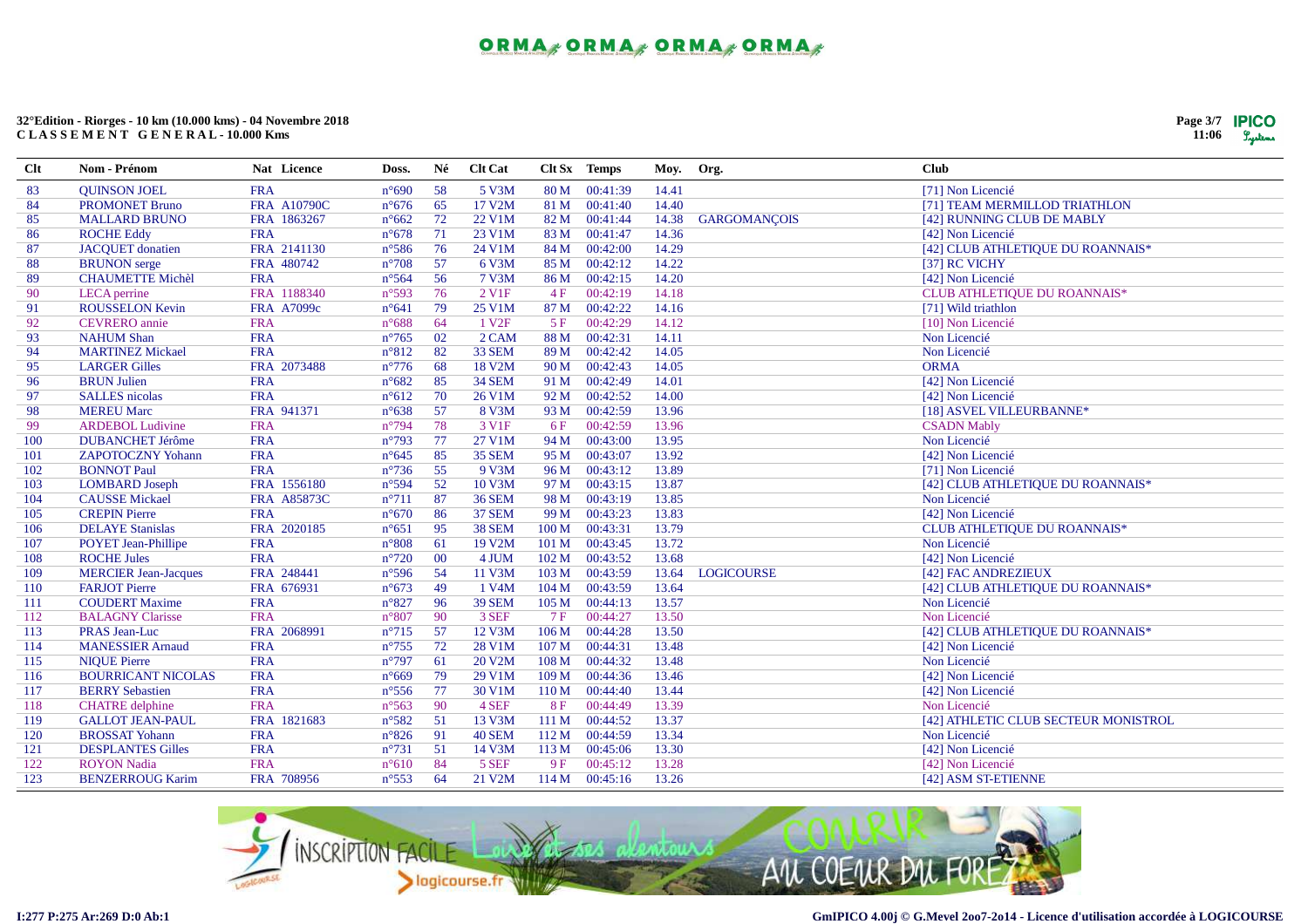**32°Edition - Riorges - 10 km (10.000 kms) - 04 Novembre 2018**
**C L A S S E M E N T G E N E R A L - 10.000 Kms**

| Clt | Nom - Prénom | Nat | Licence | Doss. | Né | Clt Cat | Clt Sx | Temps | Moy. | Org. | Club |
|---|---|---|---|---|---|---|---|---|---|---|---|
| 83 | QUINSON JOEL | FRA | | n°690 | 58 | 5 V3M | 80 M | 00:41:39 | 14.41 | | [71] Non Licencié |
| 84 | PROMONET Bruno | FRA | A10790C | n°676 | 65 | 17 V2M | 81 M | 00:41:40 | 14.40 | | [71] TEAM MERMILLOD TRIATHLON |
| 85 | MALLARD BRUNO | FRA | 1863267 | n°662 | 72 | 22 V1M | 82 M | 00:41:44 | 14.38 | GARGOMANÇOIS | [42] RUNNING CLUB DE MABLY |
| 86 | ROCHE Eddy | FRA | | n°678 | 71 | 23 V1M | 83 M | 00:41:47 | 14.36 | | [42] Non Licencié |
| 87 | JACQUET donatien | FRA | 2141130 | n°586 | 76 | 24 V1M | 84 M | 00:42:00 | 14.29 | | [42] CLUB ATHLETIQUE DU ROANNAIS* |
| 88 | BRUNON serge | FRA | 480742 | n°708 | 57 | 6 V3M | 85 M | 00:42:12 | 14.22 | | [37] RC VICHY |
| 89 | CHAUMETTE Michèl | FRA | | n°564 | 56 | 7 V3M | 86 M | 00:42:15 | 14.20 | | [42] Non Licencié |
| 90 | LECA perrine | FRA | 1188340 | n°593 | 76 | 2 V1F | 4 F | 00:42:19 | 14.18 | | CLUB ATHLETIQUE DU ROANNAIS* |
| 91 | ROUSSELON Kevin | FRA | A7099c | n°641 | 79 | 25 V1M | 87 M | 00:42:22 | 14.16 | | [71] Wild triathlon |
| 92 | CEVRERO annie | FRA | | n°688 | 64 | 1 V2F | 5 F | 00:42:29 | 14.12 | | [10] Non Licencié |
| 93 | NAHUM Shan | FRA | | n°765 | 02 | 2 CAM | 88 M | 00:42:31 | 14.11 | | Non Licencié |
| 94 | MARTINEZ Mickael | FRA | | n°812 | 82 | 33 SEM | 89 M | 00:42:42 | 14.05 | | Non Licencié |
| 95 | LARGER Gilles | FRA | 2073488 | n°776 | 68 | 18 V2M | 90 M | 00:42:43 | 14.05 | | ORMA |
| 96 | BRUN Julien | FRA | | n°682 | 85 | 34 SEM | 91 M | 00:42:49 | 14.01 | | [42] Non Licencié |
| 97 | SALLES nicolas | FRA | | n°612 | 70 | 26 V1M | 92 M | 00:42:52 | 14.00 | | [42] Non Licencié |
| 98 | MEREU Marc | FRA | 941371 | n°638 | 57 | 8 V3M | 93 M | 00:42:59 | 13.96 | | [18] ASVEL VILLEURBANNE* |
| 99 | ARDEBOL Ludivine | FRA | | n°794 | 78 | 3 V1F | 6 F | 00:42:59 | 13.96 | | CSADN Mably |
| 100 | DUBANCHET Jérôme | FRA | | n°793 | 77 | 27 V1M | 94 M | 00:43:00 | 13.95 | | Non Licencié |
| 101 | ZAPOTOCZNY Yohann | FRA | | n°645 | 85 | 35 SEM | 95 M | 00:43:07 | 13.92 | | [42] Non Licencié |
| 102 | BONNOT Paul | FRA | | n°736 | 55 | 9 V3M | 96 M | 00:43:12 | 13.89 | | [71] Non Licencié |
| 103 | LOMBARD Joseph | FRA | 1556180 | n°594 | 52 | 10 V3M | 97 M | 00:43:15 | 13.87 | | [42] CLUB ATHLETIQUE DU ROANNAIS* |
| 104 | CAUSSE Mickael | FRA | A85873C | n°711 | 87 | 36 SEM | 98 M | 00:43:19 | 13.85 | | Non Licencié |
| 105 | CREPIN Pierre | FRA | | n°670 | 86 | 37 SEM | 99 M | 00:43:23 | 13.83 | | [42] Non Licencié |
| 106 | DELAYE Stanislas | FRA | 2020185 | n°651 | 95 | 38 SEM | 100 M | 00:43:31 | 13.79 | | CLUB ATHLETIQUE DU ROANNAIS* |
| 107 | POYET Jean-Phillipe | FRA | | n°808 | 61 | 19 V2M | 101 M | 00:43:45 | 13.72 | | Non Licencié |
| 108 | ROCHE Jules | FRA | | n°720 | 00 | 4 JUM | 102 M | 00:43:52 | 13.68 | | [42] Non Licencié |
| 109 | MERCIER Jean-Jacques | FRA | 248441 | n°596 | 54 | 11 V3M | 103 M | 00:43:59 | 13.64 | LOGICOURSE | [42] FAC ANDREZIEUX |
| 110 | FARJOT Pierre | FRA | 676931 | n°673 | 49 | 1 V4M | 104 M | 00:43:59 | 13.64 | | [42] CLUB ATHLETIQUE DU ROANNAIS* |
| 111 | COUDERT Maxime | FRA | | n°827 | 96 | 39 SEM | 105 M | 00:44:13 | 13.57 | | Non Licencié |
| 112 | BALAGNY Clarisse | FRA | | n°807 | 90 | 3 SEF | 7 F | 00:44:27 | 13.50 | | Non Licencié |
| 113 | PRAS Jean-Luc | FRA | 2068991 | n°715 | 57 | 12 V3M | 106 M | 00:44:28 | 13.50 | | [42] CLUB ATHLETIQUE DU ROANNAIS* |
| 114 | MANESSIER Arnaud | FRA | | n°755 | 72 | 28 V1M | 107 M | 00:44:31 | 13.48 | | [42] Non Licencié |
| 115 | NIQUE Pierre | FRA | | n°797 | 61 | 20 V2M | 108 M | 00:44:32 | 13.48 | | Non Licencié |
| 116 | BOURRICANT NICOLAS | FRA | | n°669 | 79 | 29 V1M | 109 M | 00:44:36 | 13.46 | | [42] Non Licencié |
| 117 | BERRY Sebastien | FRA | | n°556 | 77 | 30 V1M | 110 M | 00:44:40 | 13.44 | | [42] Non Licencié |
| 118 | CHATRE delphine | FRA | | n°563 | 90 | 4 SEF | 8 F | 00:44:49 | 13.39 | | Non Licencié |
| 119 | GALLOT JEAN-PAUL | FRA | 1821683 | n°582 | 51 | 13 V3M | 111 M | 00:44:52 | 13.37 | | [42] ATHLETIC CLUB SECTEUR MONISTROL |
| 120 | BROSSAT Yohann | FRA | | n°826 | 91 | 40 SEM | 112 M | 00:44:59 | 13.34 | | Non Licencié |
| 121 | DESPLANTES Gilles | FRA | | n°731 | 51 | 14 V3M | 113 M | 00:45:06 | 13.30 | | [42] Non Licencié |
| 122 | ROYON Nadia | FRA | | n°610 | 84 | 5 SEF | 9 F | 00:45:12 | 13.28 | | [42] Non Licencié |
| 123 | BENZERROUG Karim | FRA | 708956 | n°553 | 64 | 21 V2M | 114 M | 00:45:16 | 13.26 | | [42] ASM ST-ETIENNE |

I:277 P:275 Ar:269 D:0 Ab:1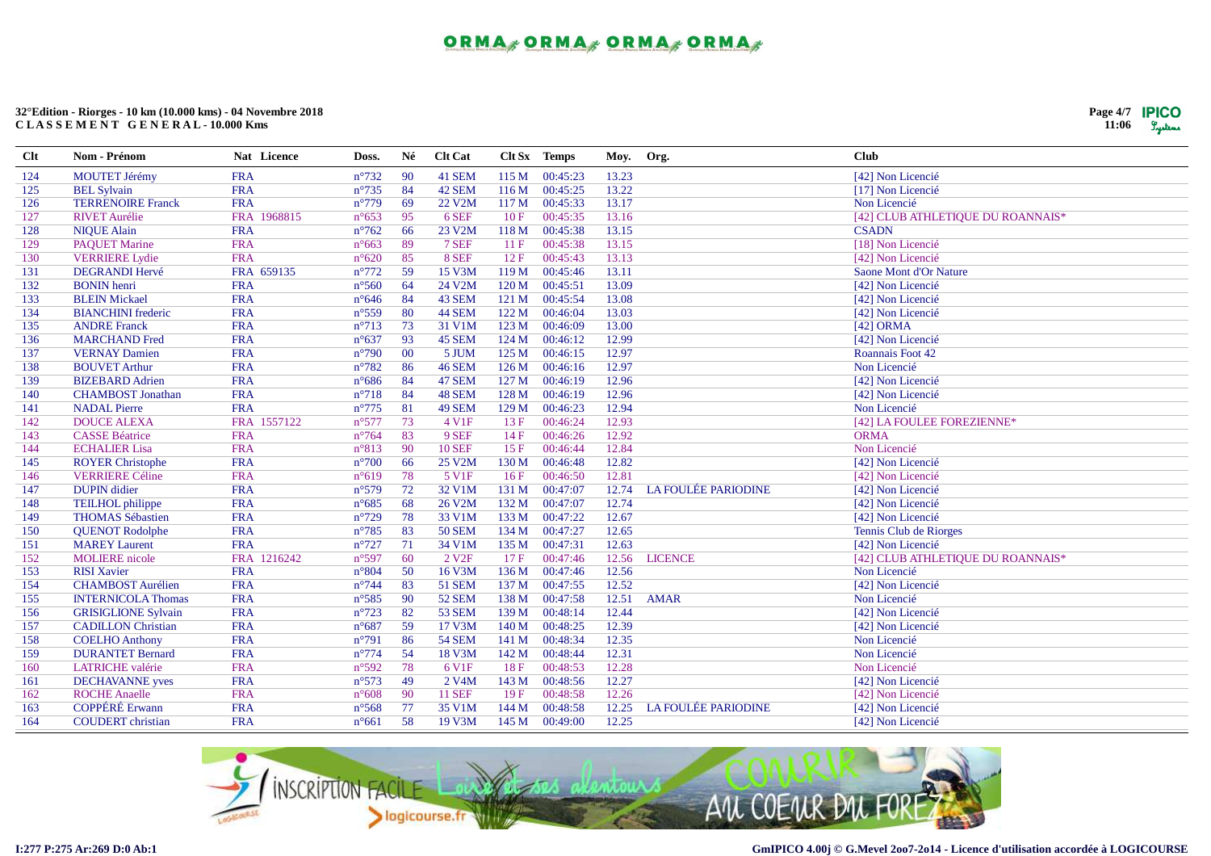**32°Edition - Riorges - 10 km (10.000 kms) - 04 Novembre 2018**
**C L A S S E M E N T G E N E R A L - 10.000 Kms**

| Clt | Nom - Prénom | Nat | Licence | Doss. | Né | Clt Cat | Clt Sx | Temps | Moy. | Org. | Club |
|---|---|---|---|---|---|---|---|---|---|---|---|
| 124 | MOUTET Jérémy | FRA | | n°732 | 90 | 41 SEM | 115 M | 00:45:23 | 13.23 | | [42] Non Licencié |
| 125 | BEL Sylvain | FRA | | n°735 | 84 | 42 SEM | 116 M | 00:45:25 | 13.22 | | [17] Non Licencié |
| 126 | TERRENOIRE Franck | FRA | | n°779 | 69 | 22 V2M | 117 M | 00:45:33 | 13.17 | | Non Licencié |
| 127 | RIVET Aurélie | FRA | 1968815 | n°653 | 95 | 6 SEF | 10 F | 00:45:35 | 13.16 | | [42] CLUB ATHLETIQUE DU ROANNAIS* |
| 128 | NIQUE Alain | FRA | | n°762 | 66 | 23 V2M | 118 M | 00:45:38 | 13.15 | | CSADN |
| 129 | PAQUET Marine | FRA | | n°663 | 89 | 7 SEF | 11 F | 00:45:38 | 13.15 | | [18] Non Licencié |
| 130 | VERRIERE Lydie | FRA | | n°620 | 85 | 8 SEF | 12 F | 00:45:43 | 13.13 | | [42] Non Licencié |
| 131 | DEGRANDI Hervé | FRA | 659135 | n°772 | 59 | 15 V3M | 119 M | 00:45:46 | 13.11 | | Saone Mont d'Or Nature |
| 132 | BONIN henri | FRA | | n°560 | 64 | 24 V2M | 120 M | 00:45:51 | 13.09 | | [42] Non Licencié |
| 133 | BLEIN Mickael | FRA | | n°646 | 84 | 43 SEM | 121 M | 00:45:54 | 13.08 | | [42] Non Licencié |
| 134 | BIANCHINI frederic | FRA | | n°559 | 80 | 44 SEM | 122 M | 00:46:04 | 13.03 | | [42] Non Licencié |
| 135 | ANDRE Franck | FRA | | n°713 | 73 | 31 V1M | 123 M | 00:46:09 | 13.00 | | [42] ORMA |
| 136 | MARCHAND Fred | FRA | | n°637 | 93 | 45 SEM | 124 M | 00:46:12 | 12.99 | | [42] Non Licencié |
| 137 | VERNAY Damien | FRA | | n°790 | 00 | 5 JUM | 125 M | 00:46:15 | 12.97 | | Roannais Foot 42 |
| 138 | BOUVET Arthur | FRA | | n°782 | 86 | 46 SEM | 126 M | 00:46:16 | 12.97 | | Non Licencié |
| 139 | BIZEBARD Adrien | FRA | | n°686 | 84 | 47 SEM | 127 M | 00:46:19 | 12.96 | | [42] Non Licencié |
| 140 | CHAMBOST Jonathan | FRA | | n°718 | 84 | 48 SEM | 128 M | 00:46:19 | 12.96 | | [42] Non Licencié |
| 141 | NADAL Pierre | FRA | | n°775 | 81 | 49 SEM | 129 M | 00:46:23 | 12.94 | | Non Licencié |
| 142 | DOUCE ALEXA | FRA | 1557122 | n°577 | 73 | 4 V1F | 13 F | 00:46:24 | 12.93 | | [42] LA FOULEE FOREZIENNE* |
| 143 | CASSE Béatrice | FRA | | n°764 | 83 | 9 SEF | 14 F | 00:46:26 | 12.92 | | ORMA |
| 144 | ECHALIER Lisa | FRA | | n°813 | 90 | 10 SEF | 15 F | 00:46:44 | 12.84 | | Non Licencié |
| 145 | ROYER Christophe | FRA | | n°700 | 66 | 25 V2M | 130 M | 00:46:48 | 12.82 | | [42] Non Licencié |
| 146 | VERRIERE Céline | FRA | | n°619 | 78 | 5 V1F | 16 F | 00:46:50 | 12.81 | | [42] Non Licencié |
| 147 | DUPIN didier | FRA | | n°579 | 72 | 32 V1M | 131 M | 00:47:07 | 12.74 | LA FOULÉE PARIODINE | [42] Non Licencié |
| 148 | TEILHOL philippe | FRA | | n°685 | 68 | 26 V2M | 132 M | 00:47:07 | 12.74 | | [42] Non Licencié |
| 149 | THOMAS Sébastien | FRA | | n°729 | 78 | 33 V1M | 133 M | 00:47:22 | 12.67 | | [42] Non Licencié |
| 150 | QUENOT Rodolphe | FRA | | n°785 | 83 | 50 SEM | 134 M | 00:47:27 | 12.65 | | Tennis Club de Riorges |
| 151 | MAREY Laurent | FRA | | n°727 | 71 | 34 V1M | 135 M | 00:47:31 | 12.63 | | [42] Non Licencié |
| 152 | MOLIERE nicole | FRA | 1216242 | n°597 | 60 | 2 V2F | 17 F | 00:47:46 | 12.56 | LICENCE | [42] CLUB ATHLETIQUE DU ROANNAIS* |
| 153 | RISI Xavier | FRA | | n°804 | 50 | 16 V3M | 136 M | 00:47:46 | 12.56 | | Non Licencié |
| 154 | CHAMBOST Aurélien | FRA | | n°744 | 83 | 51 SEM | 137 M | 00:47:55 | 12.52 | | [42] Non Licencié |
| 155 | INTERNICOLA Thomas | FRA | | n°585 | 90 | 52 SEM | 138 M | 00:47:58 | 12.51 | AMAR | Non Licencié |
| 156 | GRISIGLIONE Sylvain | FRA | | n°723 | 82 | 53 SEM | 139 M | 00:48:14 | 12.44 | | [42] Non Licencié |
| 157 | CADILLON Christian | FRA | | n°687 | 59 | 17 V3M | 140 M | 00:48:25 | 12.39 | | [42] Non Licencié |
| 158 | COELHO Anthony | FRA | | n°791 | 86 | 54 SEM | 141 M | 00:48:34 | 12.35 | | Non Licencié |
| 159 | DURANTET Bernard | FRA | | n°774 | 54 | 18 V3M | 142 M | 00:48:44 | 12.31 | | Non Licencié |
| 160 | LATRICHE valérie | FRA | | n°592 | 78 | 6 V1F | 18 F | 00:48:53 | 12.28 | | Non Licencié |
| 161 | DECHAVANNE yves | FRA | | n°573 | 49 | 2 V4M | 143 M | 00:48:56 | 12.27 | | [42] Non Licencié |
| 162 | ROCHE Anaelle | FRA | | n°608 | 90 | 11 SEF | 19 F | 00:48:58 | 12.26 | | [42] Non Licencié |
| 163 | COPPÉRÉ Erwann | FRA | | n°568 | 77 | 35 V1M | 144 M | 00:48:58 | 12.25 | LA FOULÉE PARIODINE | [42] Non Licencié |
| 164 | COUDERT christian | FRA | | n°661 | 58 | 19 V3M | 145 M | 00:49:00 | 12.25 | | [42] Non Licencié |

I:277 P:275 Ar:269 D:0 Ab:1

GmIPICO 4.00j © G.Mevel 2oo7-2o14 - Licence d'utilisation accordée à LOGICOURSE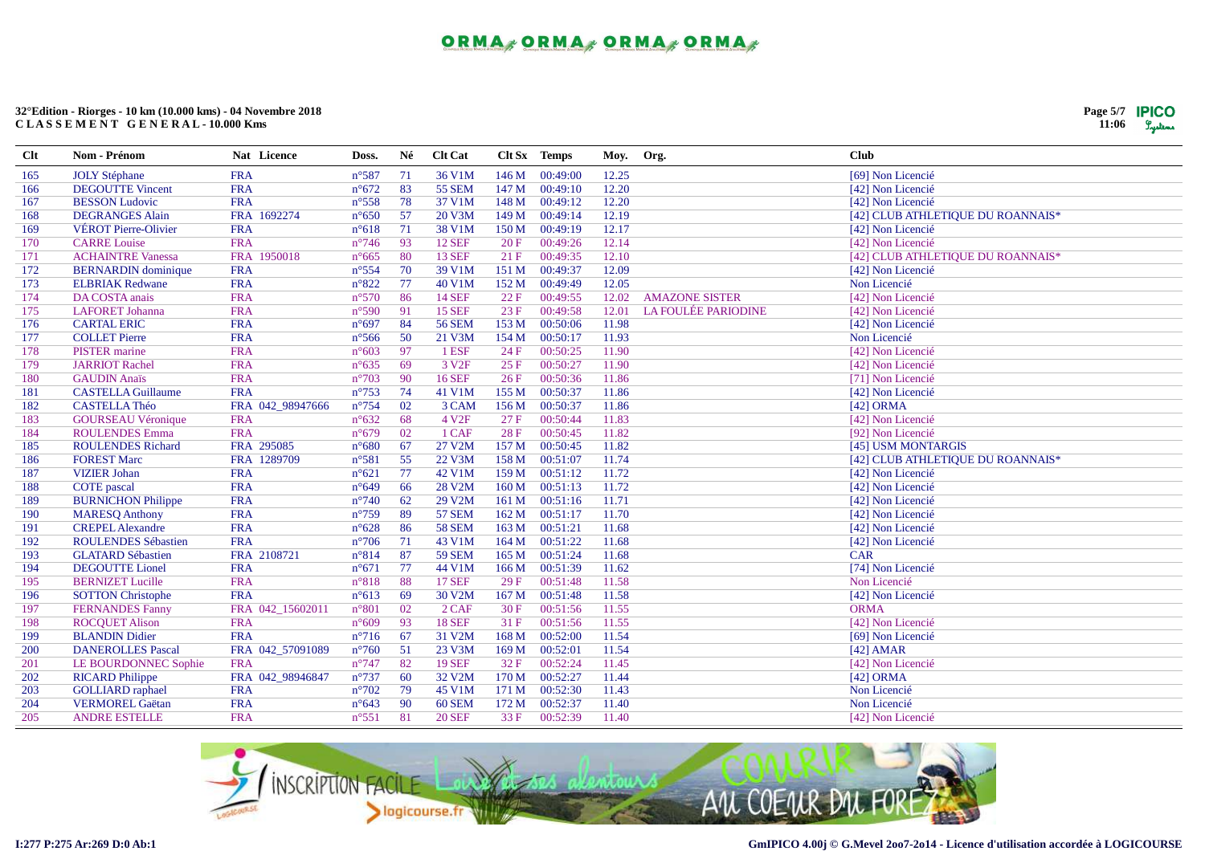**32°Edition - Riorges - 10 km (10.000 kms) - 04 Novembre 2018**
**C L A S S E M E N T   G E N E R A L - 10.000 Kms**

| Clt | Nom - Prénom | Nat | Licence | Doss. | Né | Clt Cat | Clt Sx | Temps | Moy. | Org. | Club |
|---|---|---|---|---|---|---|---|---|---|---|---|
| 165 | JOLY Stéphane | FRA | | n°587 | 71 | 36 V1M | 146 M | 00:49:00 | 12.25 | | [69] Non Licencié |
| 166 | DEGOUTTE Vincent | FRA | | n°672 | 83 | 55 SEM | 147 M | 00:49:10 | 12.20 | | [42] Non Licencié |
| 167 | BESSON Ludovic | FRA | | n°558 | 78 | 37 V1M | 148 M | 00:49:12 | 12.20 | | [42] Non Licencié |
| 168 | DEGRANGES Alain | FRA | 1692274 | n°650 | 57 | 20 V3M | 149 M | 00:49:14 | 12.19 | | [42] CLUB ATHLETIQUE DU ROANNAIS* |
| 169 | VÉROT Pierre-Olivier | FRA | | n°618 | 71 | 38 V1M | 150 M | 00:49:19 | 12.17 | | [42] Non Licencié |
| 170 | CARRE Louise | FRA | | n°746 | 93 | 12 SEF | 20 F | 00:49:26 | 12.14 | | [42] Non Licencié |
| 171 | ACHAINTRE Vanessa | FRA | 1950018 | n°665 | 80 | 13 SEF | 21 F | 00:49:35 | 12.10 | | [42] CLUB ATHLETIQUE DU ROANNAIS* |
| 172 | BERNARDIN dominique | FRA | | n°554 | 70 | 39 V1M | 151 M | 00:49:37 | 12.09 | | [42] Non Licencié |
| 173 | ELBRIAK Redwane | FRA | | n°822 | 77 | 40 V1M | 152 M | 00:49:49 | 12.05 | | Non Licencié |
| 174 | DA COSTA anais | FRA | | n°570 | 86 | 14 SEF | 22 F | 00:49:55 | 12.02 | AMAZONE SISTER | [42] Non Licencié |
| 175 | LAFORET Johanna | FRA | | n°590 | 91 | 15 SEF | 23 F | 00:49:58 | 12.01 | LA FOULÉE PARIODINE | [42] Non Licencié |
| 176 | CARTAL ERIC | FRA | | n°697 | 84 | 56 SEM | 153 M | 00:50:06 | 11.98 | | [42] Non Licencié |
| 177 | COLLET Pierre | FRA | | n°566 | 50 | 21 V3M | 154 M | 00:50:17 | 11.93 | | Non Licencié |
| 178 | PISTER marine | FRA | | n°603 | 97 | 1 ESF | 24 F | 00:50:25 | 11.90 | | [42] Non Licencié |
| 179 | JARRIOT Rachel | FRA | | n°635 | 69 | 3 V2F | 25 F | 00:50:27 | 11.90 | | [42] Non Licencié |
| 180 | GAUDIN Anaïs | FRA | | n°703 | 90 | 16 SEF | 26 F | 00:50:36 | 11.86 | | [71] Non Licencié |
| 181 | CASTELLA Guillaume | FRA | | n°753 | 74 | 41 V1M | 155 M | 00:50:37 | 11.86 | | [42] Non Licencié |
| 182 | CASTELLA Théo | FRA | 042_98947666 | n°754 | 02 | 3 CAM | 156 M | 00:50:37 | 11.86 | | [42] ORMA |
| 183 | GOURSEAU Véronique | FRA | | n°632 | 68 | 4 V2F | 27 F | 00:50:44 | 11.83 | | [42] Non Licencié |
| 184 | ROULENDES Emma | FRA | | n°679 | 02 | 1 CAF | 28 F | 00:50:45 | 11.82 | | [92] Non Licencié |
| 185 | ROULENDES Richard | FRA | 295085 | n°680 | 67 | 27 V2M | 157 M | 00:50:45 | 11.82 | | [45] USM MONTARGIS |
| 186 | FOREST Marc | FRA | 1289709 | n°581 | 55 | 22 V3M | 158 M | 00:51:07 | 11.74 | | [42] CLUB ATHLETIQUE DU ROANNAIS* |
| 187 | VIZIER Johan | FRA | | n°621 | 77 | 42 V1M | 159 M | 00:51:12 | 11.72 | | [42] Non Licencié |
| 188 | COTE pascal | FRA | | n°649 | 66 | 28 V2M | 160 M | 00:51:13 | 11.72 | | [42] Non Licencié |
| 189 | BURNICHON Philippe | FRA | | n°740 | 62 | 29 V2M | 161 M | 00:51:16 | 11.71 | | [42] Non Licencié |
| 190 | MARESQ Anthony | FRA | | n°759 | 89 | 57 SEM | 162 M | 00:51:17 | 11.70 | | [42] Non Licencié |
| 191 | CREPEL Alexandre | FRA | | n°628 | 86 | 58 SEM | 163 M | 00:51:21 | 11.68 | | [42] Non Licencié |
| 192 | ROULENDES Sébastien | FRA | | n°706 | 71 | 43 V1M | 164 M | 00:51:22 | 11.68 | | [42] Non Licencié |
| 193 | GLATARD Sébastien | FRA | 2108721 | n°814 | 87 | 59 SEM | 165 M | 00:51:24 | 11.68 | | CAR |
| 194 | DEGOUTTE Lionel | FRA | | n°671 | 77 | 44 V1M | 166 M | 00:51:39 | 11.62 | | [74] Non Licencié |
| 195 | BERNIZET Lucille | FRA | | n°818 | 88 | 17 SEF | 29 F | 00:51:48 | 11.58 | | Non Licencié |
| 196 | SOTTON Christophe | FRA | | n°613 | 69 | 30 V2M | 167 M | 00:51:48 | 11.58 | | [42] Non Licencié |
| 197 | FERNANDES Fanny | FRA | 042_15602011 | n°801 | 02 | 2 CAF | 30 F | 00:51:56 | 11.55 | | ORMA |
| 198 | ROCQUET Alison | FRA | | n°609 | 93 | 18 SEF | 31 F | 00:51:56 | 11.55 | | [42] Non Licencié |
| 199 | BLANDIN Didier | FRA | | n°716 | 67 | 31 V2M | 168 M | 00:52:00 | 11.54 | | [69] Non Licencié |
| 200 | DANEROLLES Pascal | FRA | 042_57091089 | n°760 | 51 | 23 V3M | 169 M | 00:52:01 | 11.54 | | [42] AMAR |
| 201 | LE BOURDONNEC Sophie | FRA | | n°747 | 82 | 19 SEF | 32 F | 00:52:24 | 11.45 | | [42] Non Licencié |
| 202 | RICARD Philippe | FRA | 042_98946847 | n°737 | 60 | 32 V2M | 170 M | 00:52:27 | 11.44 | | [42] ORMA |
| 203 | GOLLIARD raphael | FRA | | n°702 | 79 | 45 V1M | 171 M | 00:52:30 | 11.43 | | Non Licencié |
| 204 | VERMOREL Gaëtan | FRA | | n°643 | 90 | 60 SEM | 172 M | 00:52:37 | 11.40 | | Non Licencié |
| 205 | ANDRE ESTELLE | FRA | | n°551 | 81 | 20 SEF | 33 F | 00:52:39 | 11.40 | | [42] Non Licencié |

I:277 P:275 Ar:269 D:0 Ab:1

GmIPICO 4.00j © G.Mevel 2oo7-2o14 - Licence d'utilisation accordée à LOGICOURSE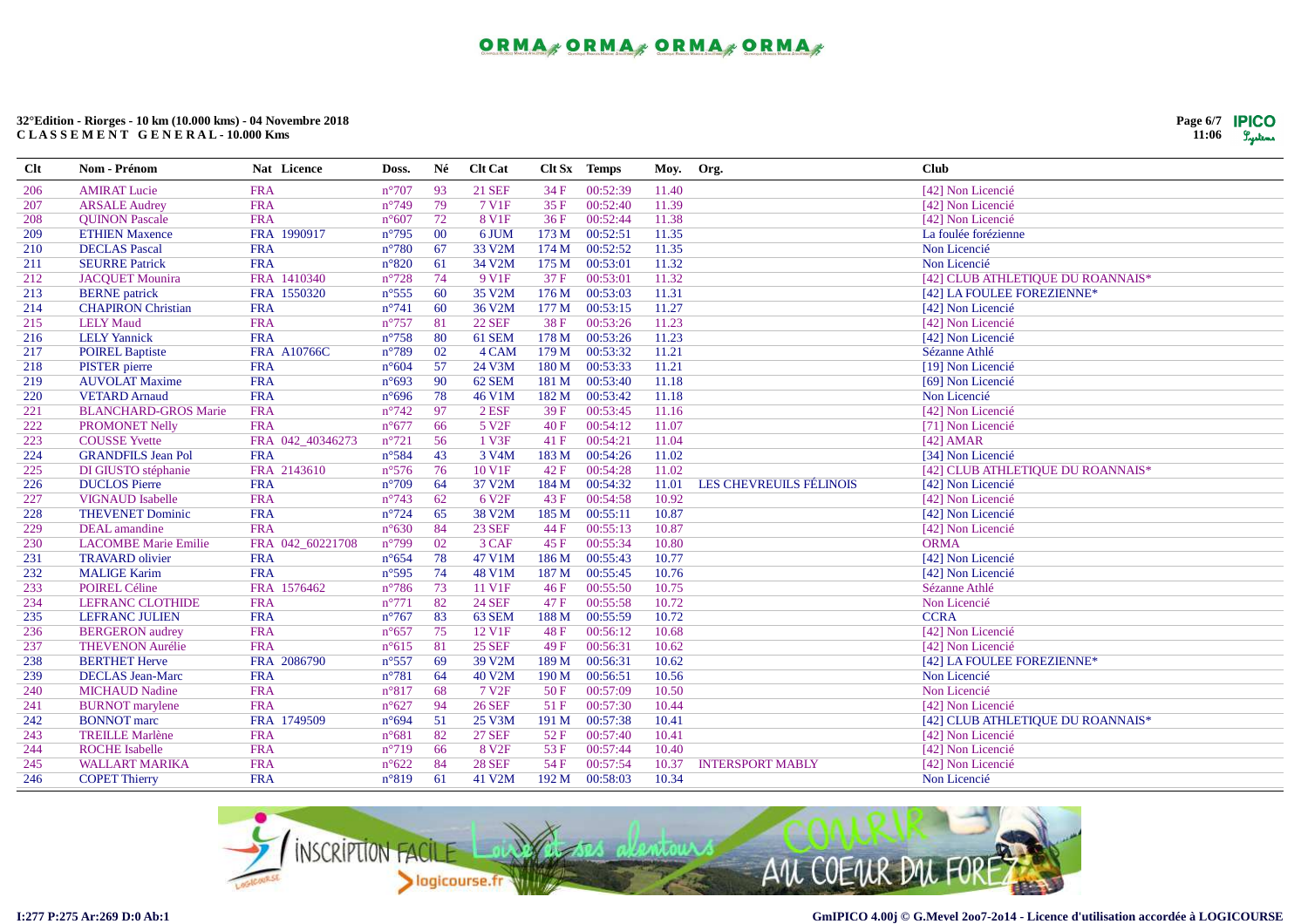**32°Edition - Riorges - 10 km (10.000 kms) - 04 Novembre 2018**
**C L A S S E M E N T G E N E R A L - 10.000 Kms**

| Clt | Nom - Prénom | Nat | Licence | Doss. | Né | Clt Cat | Clt Sx | Temps | Moy. | Org. | Club |
|---|---|---|---|---|---|---|---|---|---|---|---|
| 206 | AMIRAT Lucie | FRA | | n°707 | 93 | 21 SEF | 34 F | 00:52:39 | 11.40 | | [42] Non Licencié |
| 207 | ARSALE Audrey | FRA | | n°749 | 79 | 7 V1F | 35 F | 00:52:40 | 11.39 | | [42] Non Licencié |
| 208 | QUINON Pascale | FRA | | n°607 | 72 | 8 V1F | 36 F | 00:52:44 | 11.38 | | [42] Non Licencié |
| 209 | ETHIEN Maxence | FRA | 1990917 | n°795 | 00 | 6 JUM | 173 M | 00:52:51 | 11.35 | | La foulée forézienne |
| 210 | DECLAS Pascal | FRA | | n°780 | 67 | 33 V2M | 174 M | 00:52:52 | 11.35 | | Non Licencié |
| 211 | SEURRE Patrick | FRA | | n°820 | 61 | 34 V2M | 175 M | 00:53:01 | 11.32 | | Non Licencié |
| 212 | JACQUET Mounira | FRA | 1410340 | n°728 | 74 | 9 V1F | 37 F | 00:53:01 | 11.32 | | [42] CLUB ATHLETIQUE DU ROANNAIS* |
| 213 | BERNE patrick | FRA | 1550320 | n°555 | 60 | 35 V2M | 176 M | 00:53:03 | 11.31 | | [42] LA FOULEE FOREZIENNE* |
| 214 | CHAPIRON Christian | FRA | | n°741 | 60 | 36 V2M | 177 M | 00:53:15 | 11.27 | | [42] Non Licencié |
| 215 | LELY Maud | FRA | | n°757 | 81 | 22 SEF | 38 F | 00:53:26 | 11.23 | | [42] Non Licencié |
| 216 | LELY Yannick | FRA | | n°758 | 80 | 61 SEM | 178 M | 00:53:26 | 11.23 | | [42] Non Licencié |
| 217 | POIREL Baptiste | FRA | A10766C | n°789 | 02 | 4 CAM | 179 M | 00:53:32 | 11.21 | | Sézanne Athlé |
| 218 | PISTER pierre | FRA | | n°604 | 57 | 24 V3M | 180 M | 00:53:33 | 11.21 | | [19] Non Licencié |
| 219 | AUVOLAT Maxime | FRA | | n°693 | 90 | 62 SEM | 181 M | 00:53:40 | 11.18 | | [69] Non Licencié |
| 220 | VETARD Arnaud | FRA | | n°696 | 78 | 46 V1M | 182 M | 00:53:42 | 11.18 | | Non Licencié |
| 221 | BLANCHARD-GROS Marie | FRA | | n°742 | 97 | 2 ESF | 39 F | 00:53:45 | 11.16 | | [42] Non Licencié |
| 222 | PROMONET Nelly | FRA | | n°677 | 66 | 5 V2F | 40 F | 00:54:12 | 11.07 | | [71] Non Licencié |
| 223 | COUSSE Yvette | FRA | 042_40346273 | n°721 | 56 | 1 V3F | 41 F | 00:54:21 | 11.04 | | [42] AMAR |
| 224 | GRANDFILS Jean Pol | FRA | | n°584 | 43 | 3 V4M | 183 M | 00:54:26 | 11.02 | | [34] Non Licencié |
| 225 | DI GIUSTO stéphanie | FRA | 2143610 | n°576 | 76 | 10 V1F | 42 F | 00:54:28 | 11.02 | | [42] CLUB ATHLETIQUE DU ROANNAIS* |
| 226 | DUCLOS Pierre | FRA | | n°709 | 64 | 37 V2M | 184 M | 00:54:32 | 11.01 | LES CHEVREUILS FÉLINOIS | [42] Non Licencié |
| 227 | VIGNAUD Isabelle | FRA | | n°743 | 62 | 6 V2F | 43 F | 00:54:58 | 10.92 | | [42] Non Licencié |
| 228 | THEVENET Dominic | FRA | | n°724 | 65 | 38 V2M | 185 M | 00:55:11 | 10.87 | | [42] Non Licencié |
| 229 | DEAL amandine | FRA | | n°630 | 84 | 23 SEF | 44 F | 00:55:13 | 10.87 | | [42] Non Licencié |
| 230 | LACOMBE Marie Emilie | FRA | 042_60221708 | n°799 | 02 | 3 CAF | 45 F | 00:55:34 | 10.80 | | ORMA |
| 231 | TRAVARD olivier | FRA | | n°654 | 78 | 47 V1M | 186 M | 00:55:43 | 10.77 | | [42] Non Licencié |
| 232 | MALIGE Karim | FRA | | n°595 | 74 | 48 V1M | 187 M | 00:55:45 | 10.76 | | [42] Non Licencié |
| 233 | POIREL Céline | FRA | 1576462 | n°786 | 73 | 11 V1F | 46 F | 00:55:50 | 10.75 | | Sézanne Athlé |
| 234 | LEFRANC CLOTHIDE | FRA | | n°771 | 82 | 24 SEF | 47 F | 00:55:58 | 10.72 | | Non Licencié |
| 235 | LEFRANC JULIEN | FRA | | n°767 | 83 | 63 SEM | 188 M | 00:55:59 | 10.72 | | CCRA |
| 236 | BERGERON audrey | FRA | | n°657 | 75 | 12 V1F | 48 F | 00:56:12 | 10.68 | | [42] Non Licencié |
| 237 | THEVENON Aurélie | FRA | | n°615 | 81 | 25 SEF | 49 F | 00:56:31 | 10.62 | | [42] Non Licencié |
| 238 | BERTHET Herve | FRA | 2086790 | n°557 | 69 | 39 V2M | 189 M | 00:56:31 | 10.62 | | [42] LA FOULEE FOREZIENNE* |
| 239 | DECLAS Jean-Marc | FRA | | n°781 | 64 | 40 V2M | 190 M | 00:56:51 | 10.56 | | Non Licencié |
| 240 | MICHAUD Nadine | FRA | | n°817 | 68 | 7 V2F | 50 F | 00:57:09 | 10.50 | | Non Licencié |
| 241 | BURNOT marylene | FRA | | n°627 | 94 | 26 SEF | 51 F | 00:57:30 | 10.44 | | [42] Non Licencié |
| 242 | BONNOT marc | FRA | 1749509 | n°694 | 51 | 25 V3M | 191 M | 00:57:38 | 10.41 | | [42] CLUB ATHLETIQUE DU ROANNAIS* |
| 243 | TREILLE Marlène | FRA | | n°681 | 82 | 27 SEF | 52 F | 00:57:40 | 10.41 | | [42] Non Licencié |
| 244 | ROCHE Isabelle | FRA | | n°719 | 66 | 8 V2F | 53 F | 00:57:44 | 10.40 | | [42] Non Licencié |
| 245 | WALLART MARIKA | FRA | | n°622 | 84 | 28 SEF | 54 F | 00:57:54 | 10.37 | INTERSPORT MABLY | [42] Non Licencié |
| 246 | COPET Thierry | FRA | | n°819 | 61 | 41 V2M | 192 M | 00:58:03 | 10.34 | | Non Licencié |

I:277 P:275 Ar:269 D:0 Ab:1

GmIPICO 4.00j © G.Mevel 2oo7-2o14 - Licence d'utilisation accordée à LOGICOURSE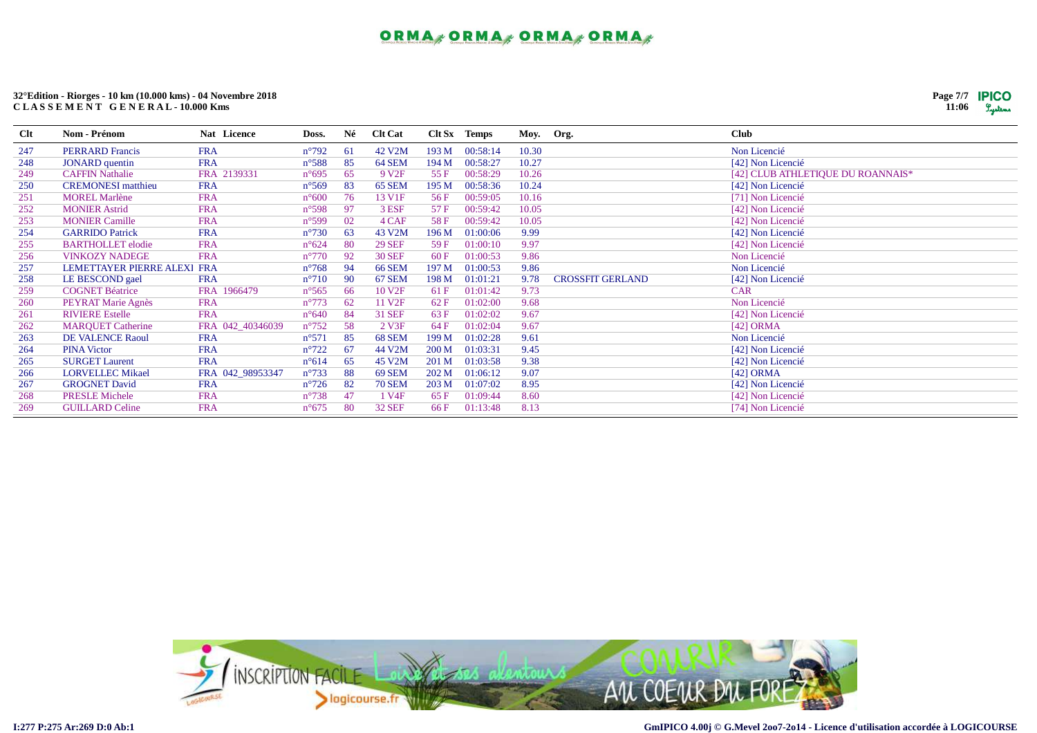**32°Edition - Riorges - 10 km (10.000 kms) - 04 Novembre 2018**
**C L A S S E M E N T   G E N E R A L - 10.000 Kms**

| Clt | Nom - Prénom | Nat | Licence | Doss. | Né | Clt Cat | Clt Sx | Temps | Moy. | Org. | Club |
|---|---|---|---|---|---|---|---|---|---|---|---|
| 247 | PERRARD Francis | FRA | | n°792 | 61 | 42 V2M | 193 M | 00:58:14 | 10.30 | | Non Licencié |
| 248 | JONARD quentin | FRA | | n°588 | 85 | 64 SEM | 194 M | 00:58:27 | 10.27 | | [42] Non Licencié |
| 249 | CAFFIN Nathalie | FRA | 2139331 | n°695 | 65 | 9 V2F | 55 F | 00:58:29 | 10.26 | | [42] CLUB ATHLETIQUE DU ROANNAIS* |
| 250 | CREMONESI matthieu | FRA | | n°569 | 83 | 65 SEM | 195 M | 00:58:36 | 10.24 | | [42] Non Licencié |
| 251 | MOREL Marlène | FRA | | n°600 | 76 | 13 V1F | 56 F | 00:59:05 | 10.16 | | [71] Non Licencié |
| 252 | MONIER Astrid | FRA | | n°598 | 97 | 3 ESF | 57 F | 00:59:42 | 10.05 | | [42] Non Licencié |
| 253 | MONIER Camille | FRA | | n°599 | 02 | 4 CAF | 58 F | 00:59:42 | 10.05 | | [42] Non Licencié |
| 254 | GARRIDO Patrick | FRA | | n°730 | 63 | 43 V2M | 196 M | 01:00:06 | 9.99 | | [42] Non Licencié |
| 255 | BARTHOLLET elodie | FRA | | n°624 | 80 | 29 SEF | 59 F | 01:00:10 | 9.97 | | [42] Non Licencié |
| 256 | VINKOZY NADEGE | FRA | | n°770 | 92 | 30 SEF | 60 F | 01:00:53 | 9.86 | | Non Licencié |
| 257 | LEMETTAYER PIERRE ALEXI | FRA | | n°768 | 94 | 66 SEM | 197 M | 01:00:53 | 9.86 | | Non Licencié |
| 258 | LE BESCOND gael | FRA | | n°710 | 90 | 67 SEM | 198 M | 01:01:21 | 9.78 | CROSSFIT GERLAND | [42] Non Licencié |
| 259 | COGNET Béatrice | FRA | 1966479 | n°565 | 66 | 10 V2F | 61 F | 01:01:42 | 9.73 | | CAR |
| 260 | PEYRAT Marie Agnès | FRA | | n°773 | 62 | 11 V2F | 62 F | 01:02:00 | 9.68 | | Non Licencié |
| 261 | RIVIERE Estelle | FRA | | n°640 | 84 | 31 SEF | 63 F | 01:02:02 | 9.67 | | [42] Non Licencié |
| 262 | MARQUET Catherine | FRA | 042_40346039 | n°752 | 58 | 2 V3F | 64 F | 01:02:04 | 9.67 | | [42] ORMA |
| 263 | DE VALENCE Raoul | FRA | | n°571 | 85 | 68 SEM | 199 M | 01:02:28 | 9.61 | | Non Licencié |
| 264 | PINA Victor | FRA | | n°722 | 67 | 44 V2M | 200 M | 01:03:31 | 9.45 | | [42] Non Licencié |
| 265 | SURGET Laurent | FRA | | n°614 | 65 | 45 V2M | 201 M | 01:03:58 | 9.38 | | [42] Non Licencié |
| 266 | LORVELLEC Mikael | FRA | 042_98953347 | n°733 | 88 | 69 SEM | 202 M | 01:06:12 | 9.07 | | [42] ORMA |
| 267 | GROGNET David | FRA | | n°726 | 82 | 70 SEM | 203 M | 01:07:02 | 8.95 | | [42] Non Licencié |
| 268 | PRESLE Michele | FRA | | n°738 | 47 | 1 V4F | 65 F | 01:09:44 | 8.60 | | [42] Non Licencié |
| 269 | GUILLARD Celine | FRA | | n°675 | 80 | 32 SEF | 66 F | 01:13:48 | 8.13 | | [74] Non Licencié |

I:277 P:275 Ar:269 D:0 Ab:1

GmIPICO 4.00j © G.Mevel 2oo7-2o14 - Licence d'utilisation accordée à LOGICOURSE